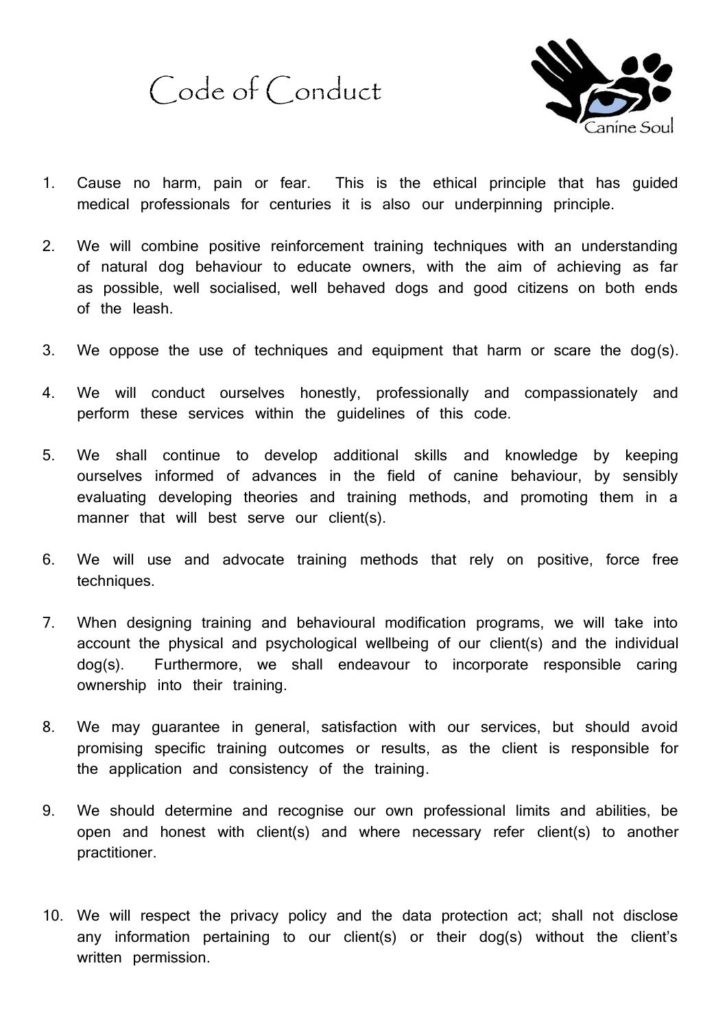# Code of Conduct

Canine Soul

1. Cause no harm, pain or fear. This is the ethical principle that has guided medical professionals for centuries it is also our underpinning principle.

2. We will combine positive reinforcement training techniques with an understanding of natural dog behaviour to educate owners, with the aim of achieving as far as possible, well socialised, well behaved dogs and good citizens on both ends of the leash.

3. We oppose the use of techniques and equipment that harm or scare the dog(s).

4. We will conduct ourselves honestly, professionally and compassionately and perform these services within the guidelines of this code.

5. We shall continue to develop additional skills and knowledge by keeping ourselves informed of advances in the field of canine behaviour, by sensibly evaluating developing theories and training methods, and promoting them in a manner that will best serve our client(s).

6. We will use and advocate training methods that rely on positive, force free techniques.

7. When designing training and behavioural modification programs, we will take into account the physical and psychological wellbeing of our client(s) and the individual dog(s). Furthermore, we shall endeavour to incorporate responsible caring ownership into their training.

8. We may guarantee in general, satisfaction with our services, but should avoid promising specific training outcomes or results, as the client is responsible for the application and consistency of the training.

9. We should determine and recognise our own professional limits and abilities, be open and honest with client(s) and where necessary refer client(s) to another practitioner.

10. We will respect the privacy policy and the data protection act; shall not disclose any information pertaining to our client(s) or their dog(s) without the client's written permission.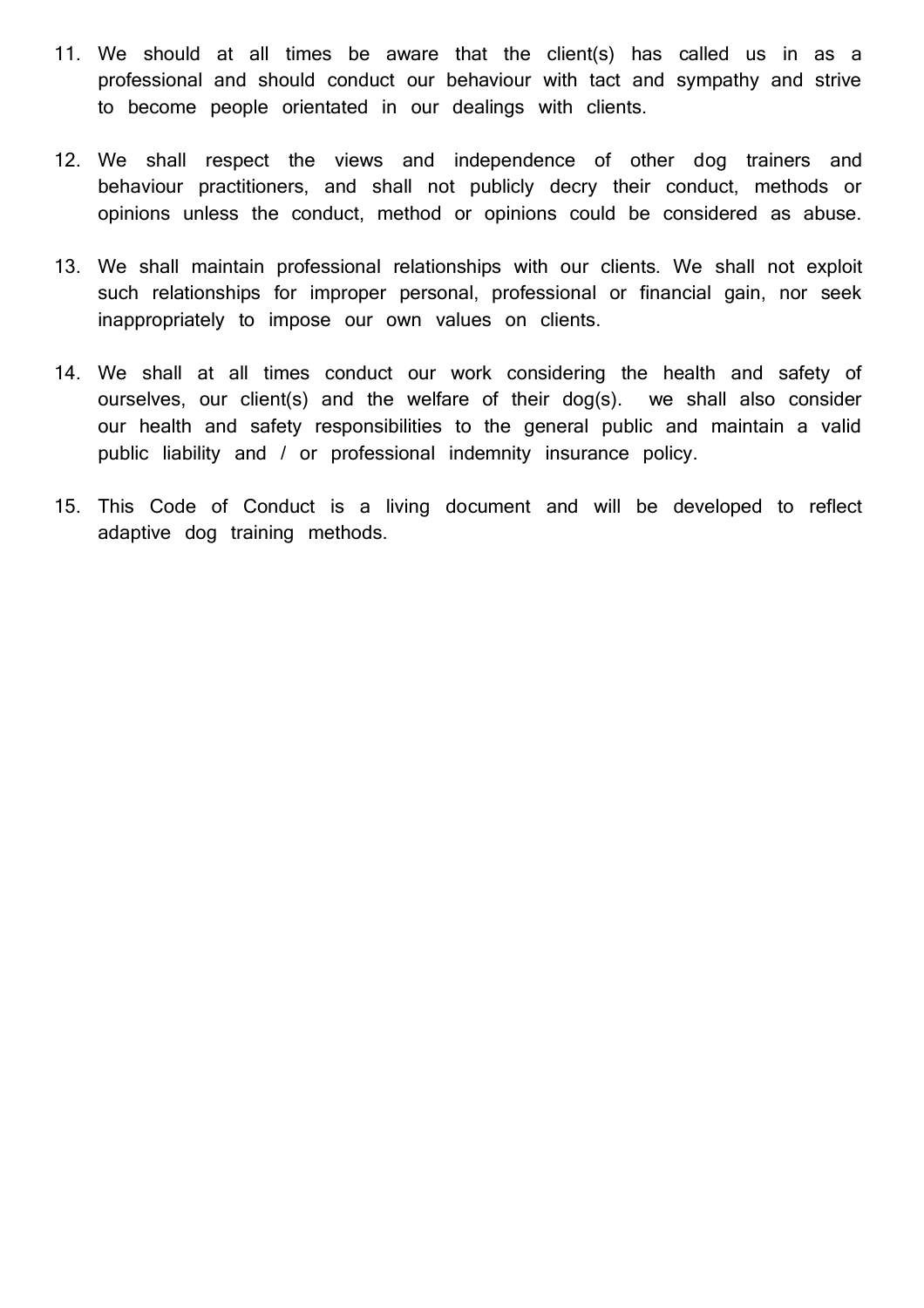11. We should at all times be aware that the client(s) has called us in as a professional and should conduct our behaviour with tact and sympathy and strive to become people orientated in our dealings with clients.

12. We shall respect the views and independence of other dog trainers and behaviour practitioners, and shall not publicly decry their conduct, methods or opinions unless the conduct, method or opinions could be considered as abuse.

13. We shall maintain professional relationships with our clients. We shall not exploit such relationships for improper personal, professional or financial gain, nor seek inappropriately to impose our own values on clients.

14. We shall at all times conduct our work considering the health and safety of ourselves, our client(s) and the welfare of their dog(s). we shall also consider our health and safety responsibilities to the general public and maintain a valid public liability and / or professional indemnity insurance policy.

15. This Code of Conduct is a living document and will be developed to reflect adaptive dog training methods.